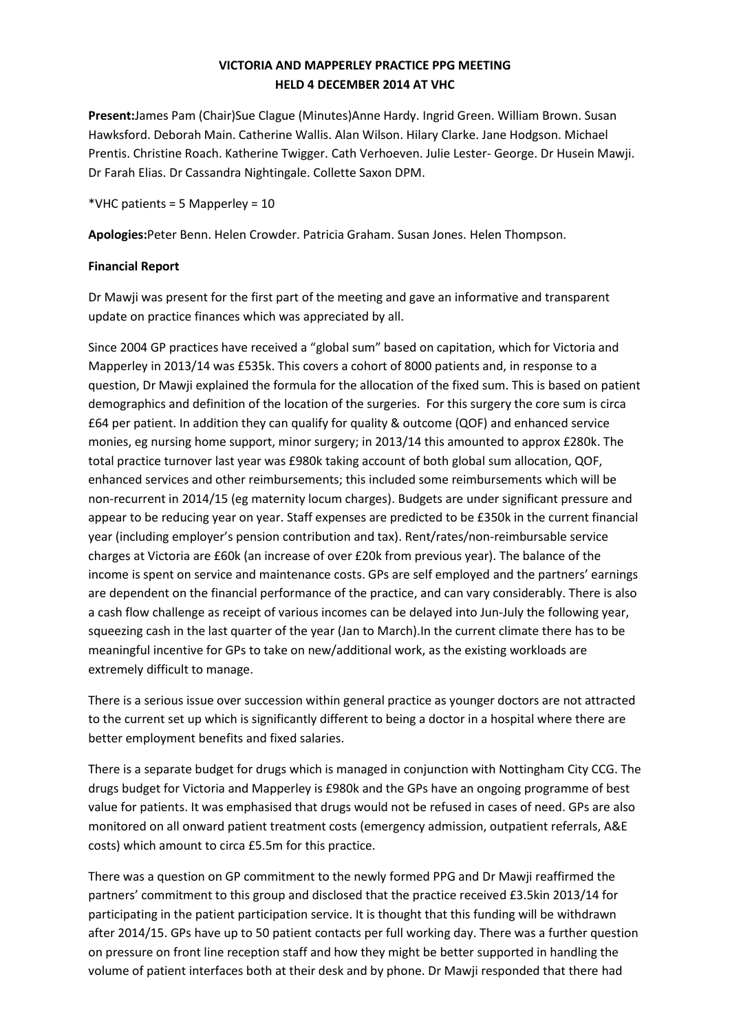# VICTORIA AND MAPPERLEY PRACTICE PPG MEETING
## HELD 4 DECEMBER 2014 AT VHC

**Present:**James Pam (Chair)Sue Clague (Minutes)Anne Hardy. Ingrid Green. William Brown. Susan Hawksford. Deborah Main. Catherine Wallis. Alan Wilson. Hilary Clarke. Jane Hodgson. Michael Prentis. Christine Roach. Katherine Twigger. Cath Verhoeven. Julie Lester- George. Dr Husein Mawji. Dr Farah Elias. Dr Cassandra Nightingale. Collette Saxon DPM.

*VHC patients = 5 Mapperley = 10

**Apologies:**Peter Benn. Helen Crowder. Patricia Graham. Susan Jones. Helen Thompson.

**Financial Report**

Dr Mawji was present for the first part of the meeting and gave an informative and transparent update on practice finances which was appreciated by all.

Since 2004 GP practices have received a "global sum" based on capitation, which for Victoria and Mapperley in 2013/14 was £535k. This covers a cohort of 8000 patients and, in response to a question, Dr Mawji explained the formula for the allocation of the fixed sum. This is based on patient demographics and definition of the location of the surgeries. For this surgery the core sum is circa £64 per patient. In addition they can qualify for quality & outcome (QOF) and enhanced service monies, eg nursing home support, minor surgery; in 2013/14 this amounted to approx £280k. The total practice turnover last year was £980k taking account of both global sum allocation, QOF, enhanced services and other reimbursements; this included some reimbursements which will be non-recurrent in 2014/15 (eg maternity locum charges). Budgets are under significant pressure and appear to be reducing year on year. Staff expenses are predicted to be £350k in the current financial year (including employer's pension contribution and tax). Rent/rates/non-reimbursable service charges at Victoria are £60k (an increase of over £20k from previous year). The balance of the income is spent on service and maintenance costs. GPs are self employed and the partners' earnings are dependent on the financial performance of the practice, and can vary considerably. There is also a cash flow challenge as receipt of various incomes can be delayed into Jun-July the following year, squeezing cash in the last quarter of the year (Jan to March).In the current climate there has to be meaningful incentive for GPs to take on new/additional work, as the existing workloads are extremely difficult to manage.

There is a serious issue over succession within general practice as younger doctors are not attracted to the current set up which is significantly different to being a doctor in a hospital where there are better employment benefits and fixed salaries.

There is a separate budget for drugs which is managed in conjunction with Nottingham City CCG. The drugs budget for Victoria and Mapperley is £980k and the GPs have an ongoing programme of best value for patients. It was emphasised that drugs would not be refused in cases of need. GPs are also monitored on all onward patient treatment costs (emergency admission, outpatient referrals, A&E costs) which amount to circa £5.5m for this practice.

There was a question on GP commitment to the newly formed PPG and Dr Mawji reaffirmed the partners' commitment to this group and disclosed that the practice received £3.5kin 2013/14 for participating in the patient participation service. It is thought that this funding will be withdrawn after 2014/15. GPs have up to 50 patient contacts per full working day. There was a further question on pressure on front line reception staff and how they might be better supported in handling the volume of patient interfaces both at their desk and by phone. Dr Mawji responded that there had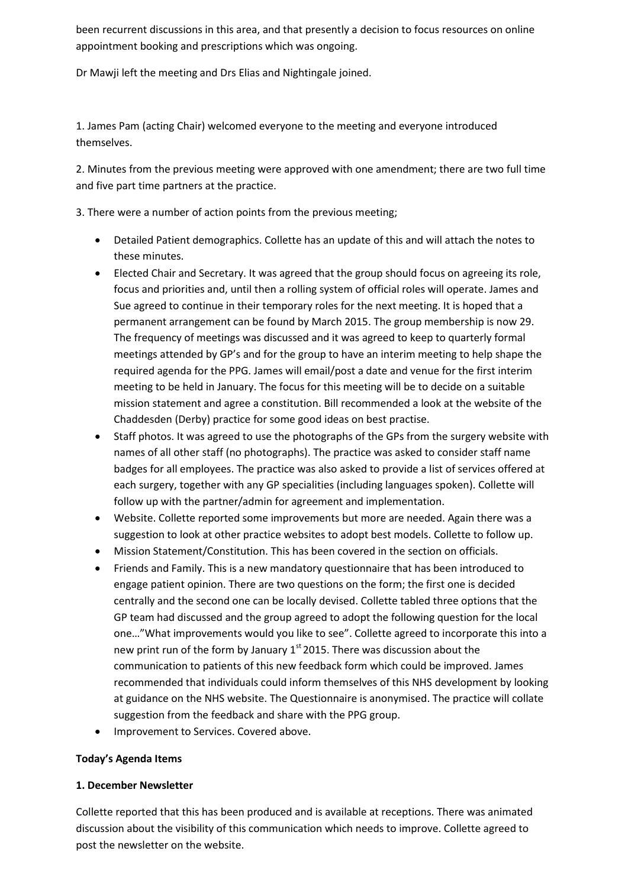been recurrent discussions in this area, and that presently a decision to focus resources on online appointment booking and prescriptions which was ongoing.

Dr Mawji left the meeting and Drs Elias and Nightingale joined.

1. James Pam (acting Chair) welcomed everyone to the meeting and everyone introduced themselves.

2. Minutes from the previous meeting were approved with one amendment; there are two full time and five part time partners at the practice.

3. There were a number of action points from the previous meeting;

- Detailed Patient demographics. Collette has an update of this and will attach the notes to these minutes.
- Elected Chair and Secretary. It was agreed that the group should focus on agreeing its role, focus and priorities and, until then a rolling system of official roles will operate. James and Sue agreed to continue in their temporary roles for the next meeting. It is hoped that a permanent arrangement can be found by March 2015. The group membership is now 29. The frequency of meetings was discussed and it was agreed to keep to quarterly formal meetings attended by GP's and for the group to have an interim meeting to help shape the required agenda for the PPG. James will email/post a date and venue for the first interim meeting to be held in January. The focus for this meeting will be to decide on a suitable mission statement and agree a constitution. Bill recommended a look at the website of the Chaddesden (Derby) practice for some good ideas on best practise.
- Staff photos. It was agreed to use the photographs of the GPs from the surgery website with names of all other staff (no photographs). The practice was asked to consider staff name badges for all employees. The practice was also asked to provide a list of services offered at each surgery, together with any GP specialities (including languages spoken). Collette will follow up with the partner/admin for agreement and implementation.
- Website. Collette reported some improvements but more are needed. Again there was a suggestion to look at other practice websites to adopt best models. Collette to follow up.
- Mission Statement/Constitution. This has been covered in the section on officials.
- Friends and Family. This is a new mandatory questionnaire that has been introduced to engage patient opinion. There are two questions on the form; the first one is decided centrally and the second one can be locally devised. Collette tabled three options that the GP team had discussed and the group agreed to adopt the following question for the local one…"What improvements would you like to see". Collette agreed to incorporate this into a new print run of the form by January 1st 2015. There was discussion about the communication to patients of this new feedback form which could be improved. James recommended that individuals could inform themselves of this NHS development by looking at guidance on the NHS website. The Questionnaire is anonymised. The practice will collate suggestion from the feedback and share with the PPG group.
- Improvement to Services. Covered above.

**Today's Agenda Items**

**1. December Newsletter**

Collette reported that this has been produced and is available at receptions. There was animated discussion about the visibility of this communication which needs to improve. Collette agreed to post the newsletter on the website.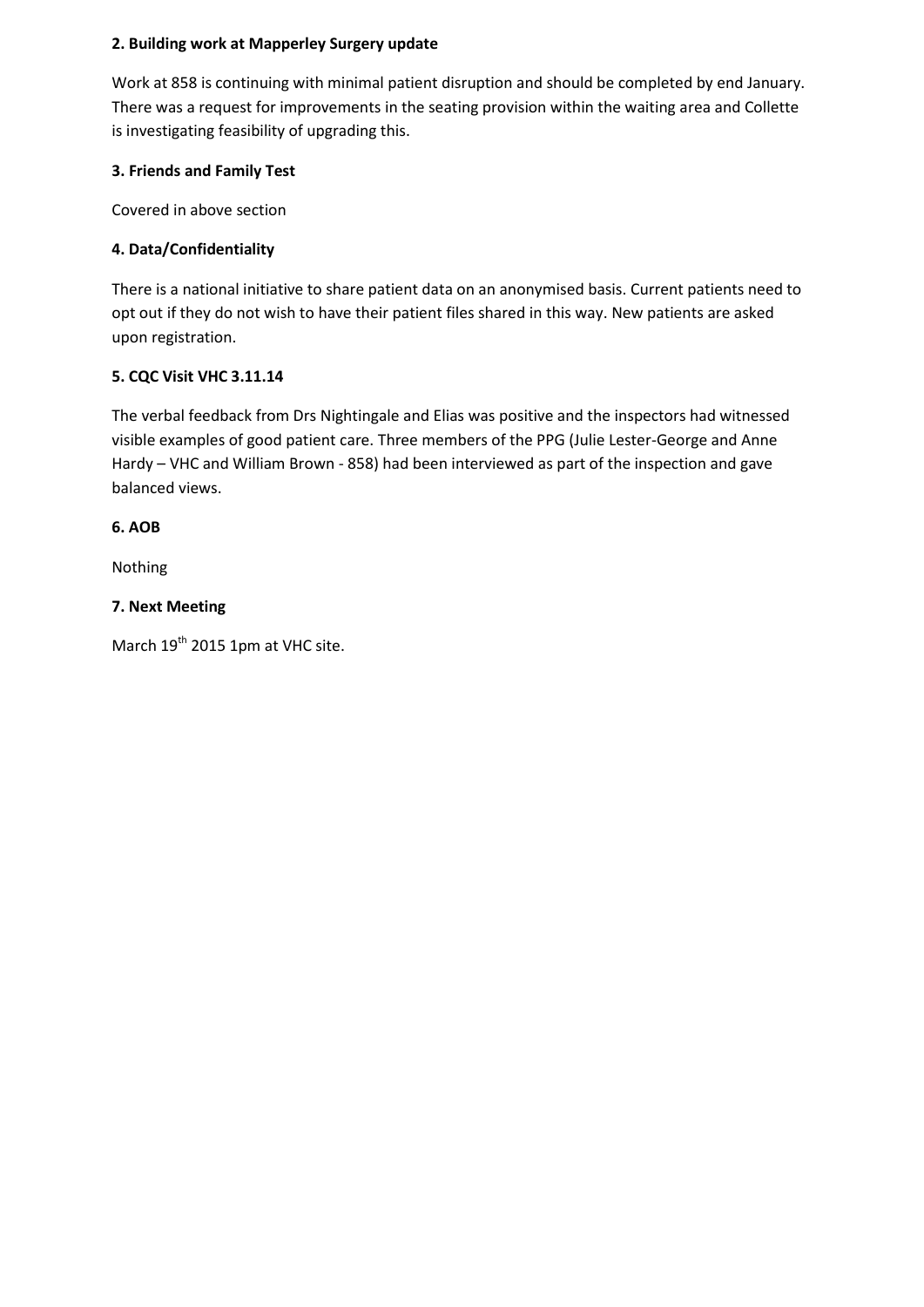**2. Building work at Mapperley Surgery update**

Work at 858 is continuing with minimal patient disruption and should be completed by end January. There was a request for improvements in the seating provision within the waiting area and Collette is investigating feasibility of upgrading this.

**3. Friends and Family Test**

Covered in above section

**4. Data/Confidentiality**

There is a national initiative to share patient data on an anonymised basis. Current patients need to opt out if they do not wish to have their patient files shared in this way. New patients are asked upon registration.

**5. CQC Visit VHC 3.11.14**

The verbal feedback from Drs Nightingale and Elias was positive and the inspectors had witnessed visible examples of good patient care. Three members of the PPG (Julie Lester-George and Anne Hardy – VHC and William Brown - 858) had been interviewed as part of the inspection and gave balanced views.

**6. AOB**

Nothing

**7. Next Meeting**

March 19th 2015 1pm at VHC site.